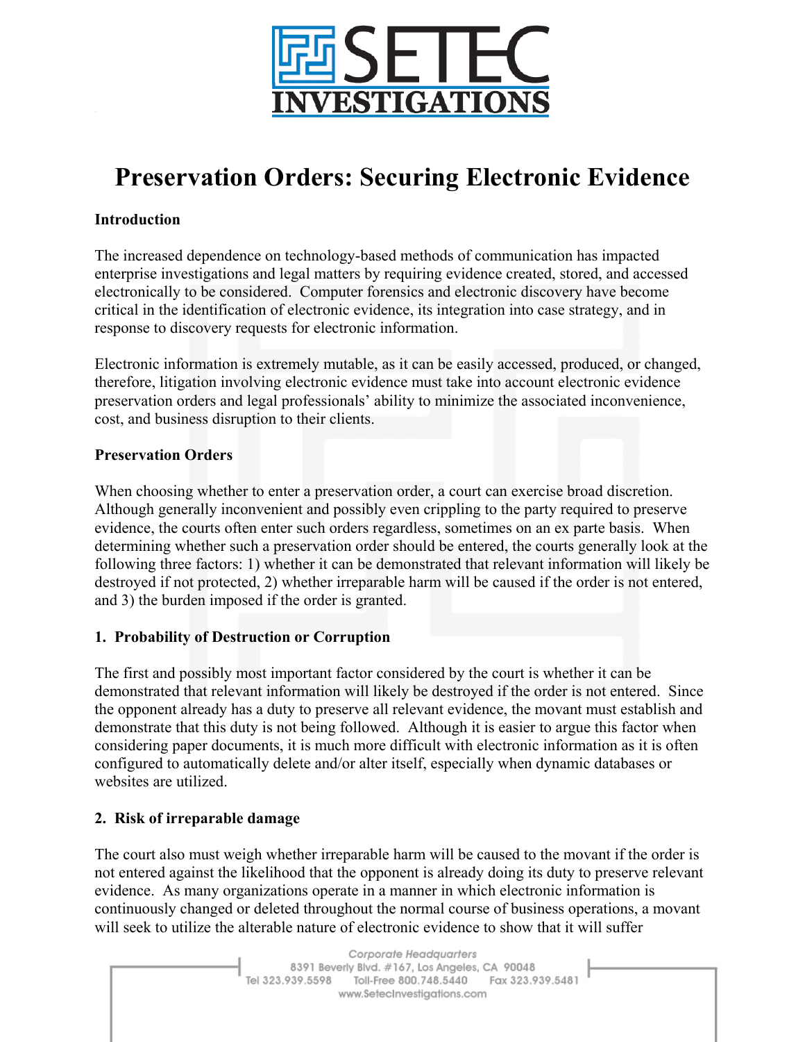SETEC INVESTIGATIONS

# Preservation Orders: Securing Electronic Evidence

**Introduction**

The increased dependence on technology-based methods of communication has impacted enterprise investigations and legal matters by requiring evidence created, stored, and accessed electronically to be considered. Computer forensics and electronic discovery have become critical in the identification of electronic evidence, its integration into case strategy, and in response to discovery requests for electronic information.

Electronic information is extremely mutable, as it can be easily accessed, produced, or changed, therefore, litigation involving electronic evidence must take into account electronic evidence preservation orders and legal professionals' ability to minimize the associated inconvenience, cost, and business disruption to their clients.

**Preservation Orders**

When choosing whether to enter a preservation order, a court can exercise broad discretion. Although generally inconvenient and possibly even crippling to the party required to preserve evidence, the courts often enter such orders regardless, sometimes on an ex parte basis. When determining whether such a preservation order should be entered, the courts generally look at the following three factors: 1) whether it can be demonstrated that relevant information will likely be destroyed if not protected, 2) whether irreparable harm will be caused if the order is not entered, and 3) the burden imposed if the order is granted.

**1. Probability of Destruction or Corruption**

The first and possibly most important factor considered by the court is whether it can be demonstrated that relevant information will likely be destroyed if the order is not entered. Since the opponent already has a duty to preserve all relevant evidence, the movant must establish and demonstrate that this duty is not being followed. Although it is easier to argue this factor when considering paper documents, it is much more difficult with electronic information as it is often configured to automatically delete and/or alter itself, especially when dynamic databases or websites are utilized.

**2. Risk of irreparable damage**

The court also must weigh whether irreparable harm will be caused to the movant if the order is not entered against the likelihood that the opponent is already doing its duty to preserve relevant evidence. As many organizations operate in a manner in which electronic information is continuously changed or deleted throughout the normal course of business operations, a movant will seek to utilize the alterable nature of electronic evidence to show that it will suffer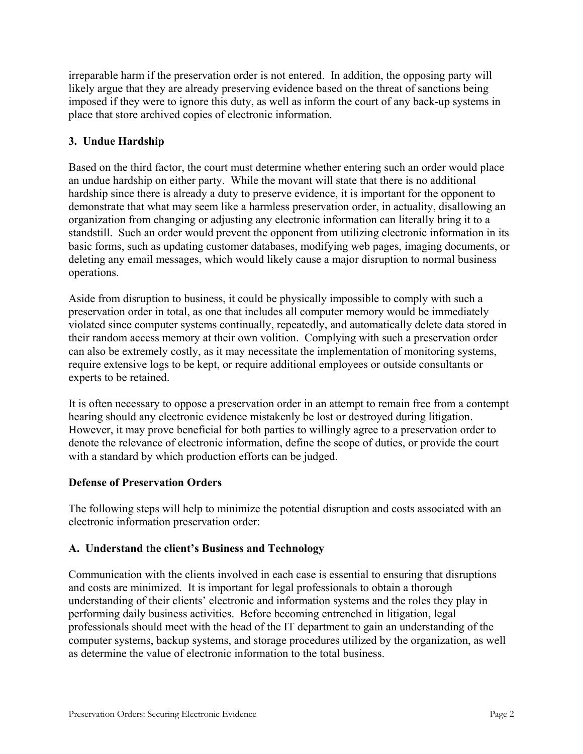irreparable harm if the preservation order is not entered. In addition, the opposing party will likely argue that they are already preserving evidence based on the threat of sanctions being imposed if they were to ignore this duty, as well as inform the court of any back-up systems in place that store archived copies of electronic information.

### 3. Undue Hardship

Based on the third factor, the court must determine whether entering such an order would place an undue hardship on either party. While the movant will state that there is no additional hardship since there is already a duty to preserve evidence, it is important for the opponent to demonstrate that what may seem like a harmless preservation order, in actuality, disallowing an organization from changing or adjusting any electronic information can literally bring it to a standstill. Such an order would prevent the opponent from utilizing electronic information in its basic forms, such as updating customer databases, modifying web pages, imaging documents, or deleting any email messages, which would likely cause a major disruption to normal business operations.

Aside from disruption to business, it could be physically impossible to comply with such a preservation order in total, as one that includes all computer memory would be immediately violated since computer systems continually, repeatedly, and automatically delete data stored in their random access memory at their own volition. Complying with such a preservation order can also be extremely costly, as it may necessitate the implementation of monitoring systems, require extensive logs to be kept, or require additional employees or outside consultants or experts to be retained.

It is often necessary to oppose a preservation order in an attempt to remain free from a contempt hearing should any electronic evidence mistakenly be lost or destroyed during litigation. However, it may prove beneficial for both parties to willingly agree to a preservation order to denote the relevance of electronic information, define the scope of duties, or provide the court with a standard by which production efforts can be judged.

## Defense of Preservation Orders

The following steps will help to minimize the potential disruption and costs associated with an electronic information preservation order:

### A. Understand the client's Business and Technology

Communication with the clients involved in each case is essential to ensuring that disruptions and costs are minimized. It is important for legal professionals to obtain a thorough understanding of their clients' electronic and information systems and the roles they play in performing daily business activities. Before becoming entrenched in litigation, legal professionals should meet with the head of the IT department to gain an understanding of the computer systems, backup systems, and storage procedures utilized by the organization, as well as determine the value of electronic information to the total business.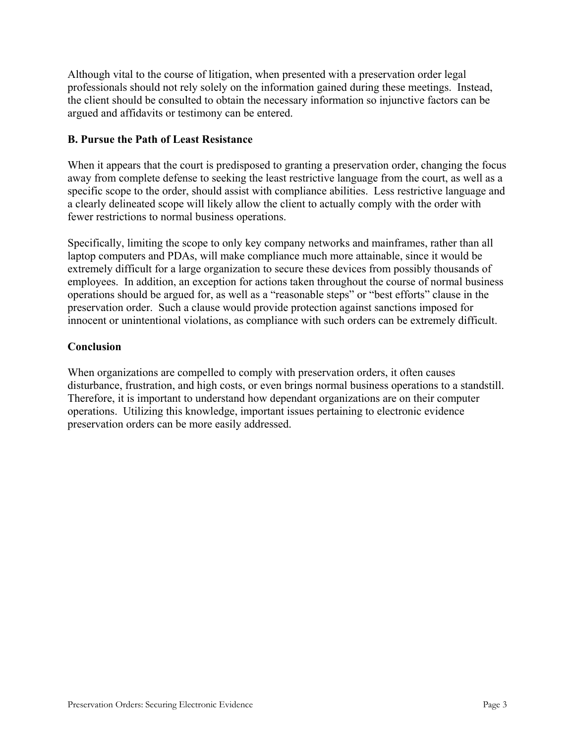Although vital to the course of litigation, when presented with a preservation order legal professionals should not rely solely on the information gained during these meetings. Instead, the client should be consulted to obtain the necessary information so injunctive factors can be argued and affidavits or testimony can be entered.

### B. Pursue the Path of Least Resistance

When it appears that the court is predisposed to granting a preservation order, changing the focus away from complete defense to seeking the least restrictive language from the court, as well as a specific scope to the order, should assist with compliance abilities. Less restrictive language and a clearly delineated scope will likely allow the client to actually comply with the order with fewer restrictions to normal business operations.

Specifically, limiting the scope to only key company networks and mainframes, rather than all laptop computers and PDAs, will make compliance much more attainable, since it would be extremely difficult for a large organization to secure these devices from possibly thousands of employees. In addition, an exception for actions taken throughout the course of normal business operations should be argued for, as well as a "reasonable steps" or "best efforts" clause in the preservation order. Such a clause would provide protection against sanctions imposed for innocent or unintentional violations, as compliance with such orders can be extremely difficult.

## Conclusion

When organizations are compelled to comply with preservation orders, it often causes disturbance, frustration, and high costs, or even brings normal business operations to a standstill. Therefore, it is important to understand how dependant organizations are on their computer operations. Utilizing this knowledge, important issues pertaining to electronic evidence preservation orders can be more easily addressed.